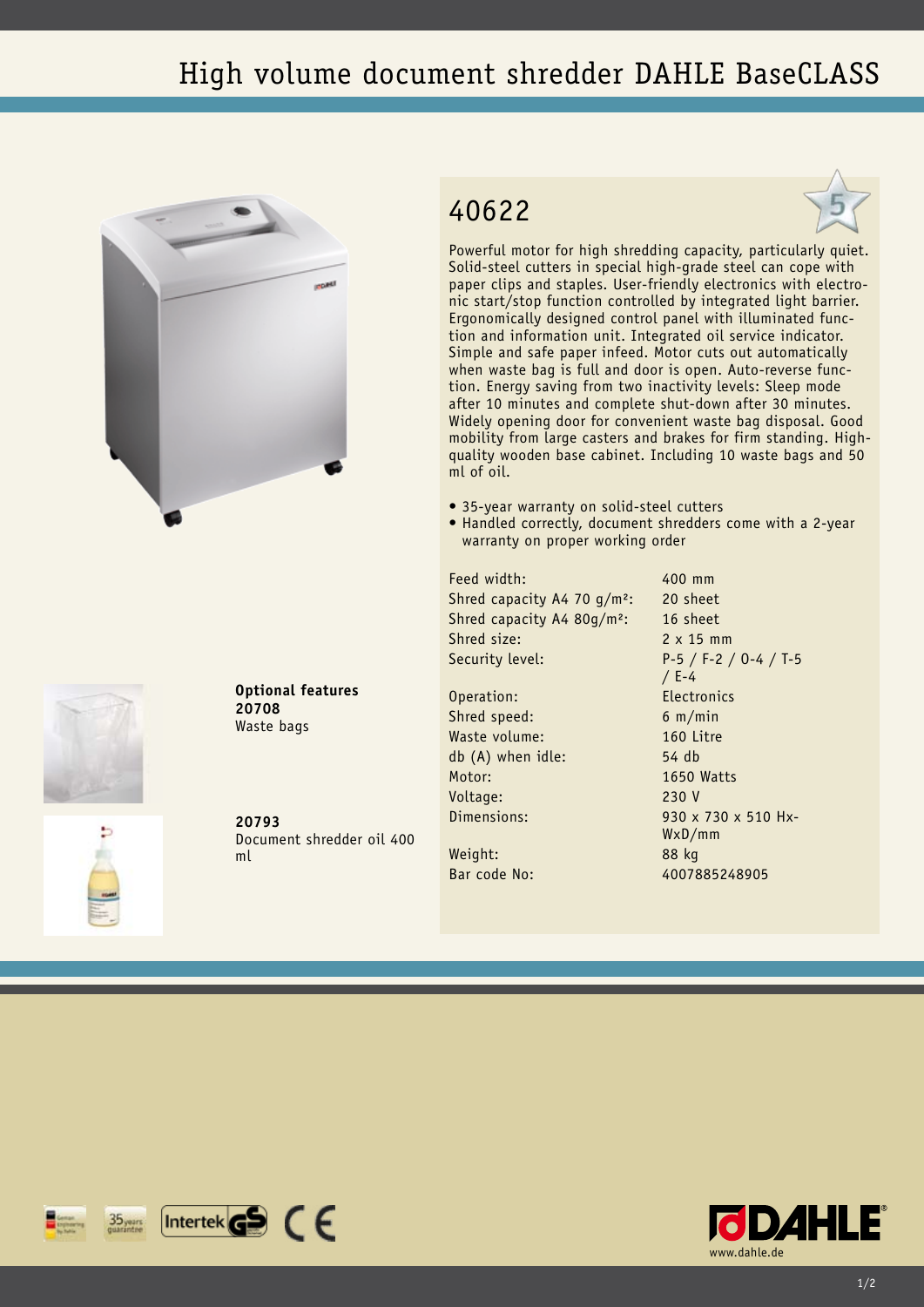# High volume document shredder DAHLE BaseCLASS

## 40622

Powerful motor for high shredding capacity, particularly quiet. Solid-steel cutters in special high-grade steel can cope with paper clips and staples. User-friendly electronics with electronic start/stop function controlled by integrated light barrier. Ergonomically designed control panel with illuminated function and information unit. Integrated oil service indicator. Simple and safe paper infeed. Motor cuts out automatically when waste bag is full and door is open. Auto-reverse function. Energy saving from two inactivity levels: Sleep mode after 10 minutes and complete shut-down after 30 minutes. Widely opening door for convenient waste bag disposal. Good mobility from large casters and brakes for firm standing. High-quality wooden base cabinet. Including 10 waste bags and 50 ml of oil.

- 35-year warranty on solid-steel cutters
- Handled correctly, document shredders come with a 2-year warranty on proper working order

| | |
|---|---|
| Feed width: | 400 mm |
| Shred capacity A4 70 g/m²: | 20 sheet |
| Shred capacity A4 80g/m²: | 16 sheet |
| Shred size: | 2 x 15 mm |
| Security level: | P-5 / F-2 / O-4 / T-5 / E-4 |
| Operation: | Electronics |
| Shred speed: | 6 m/min |
| Waste volume: | 160 Litre |
| db (A) when idle: | 54 db |
| Motor: | 1650 Watts |
| Voltage: | 230 V |
| Dimensions: | 930 x 730 x 510 HxWxD/mm |
| Weight: | 88 kg |
| Bar code No: | 4007885248905 |

**Optional features**
**20708**
Waste bags

**20793**
Document shredder oil 400 ml

www.dahle.de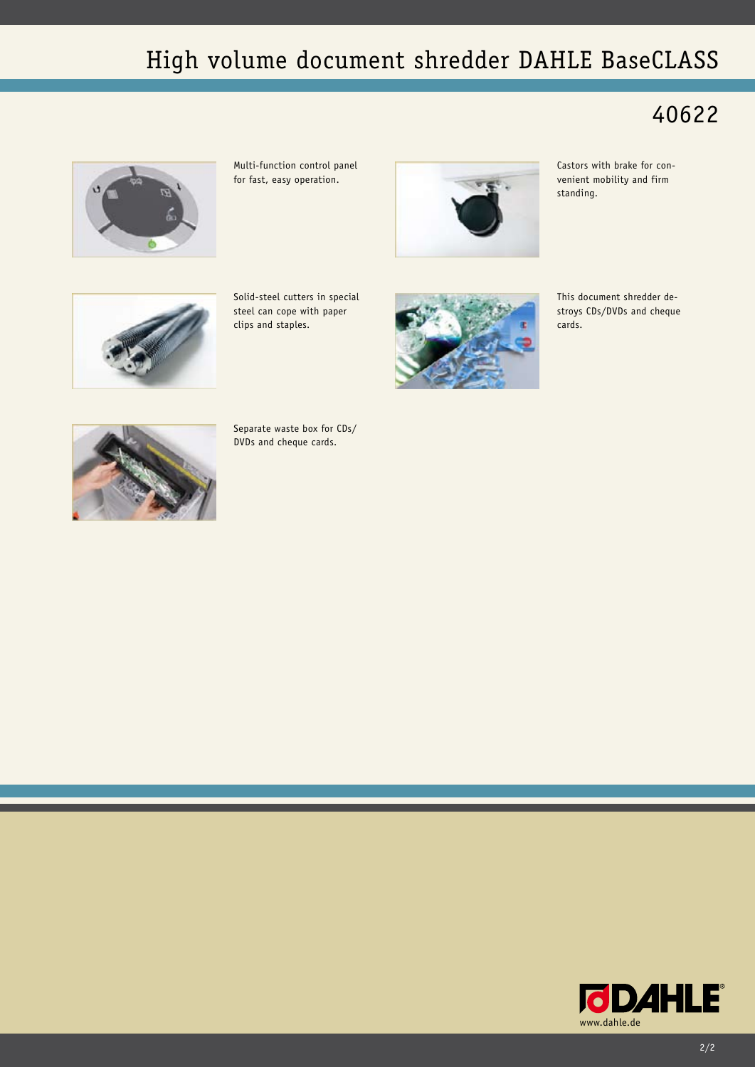# High volume document shredder DAHLE BaseCLASS

## 40622

Multi-function control panel for fast, easy operation.

Castors with brake for convenient mobility and firm standing.

Solid-steel cutters in special steel can cope with paper clips and staples.

This document shredder destroys CDs/DVDs and cheque cards.

Separate waste box for CDs/DVDs and cheque cards.

DAHLE
www.dahle.de